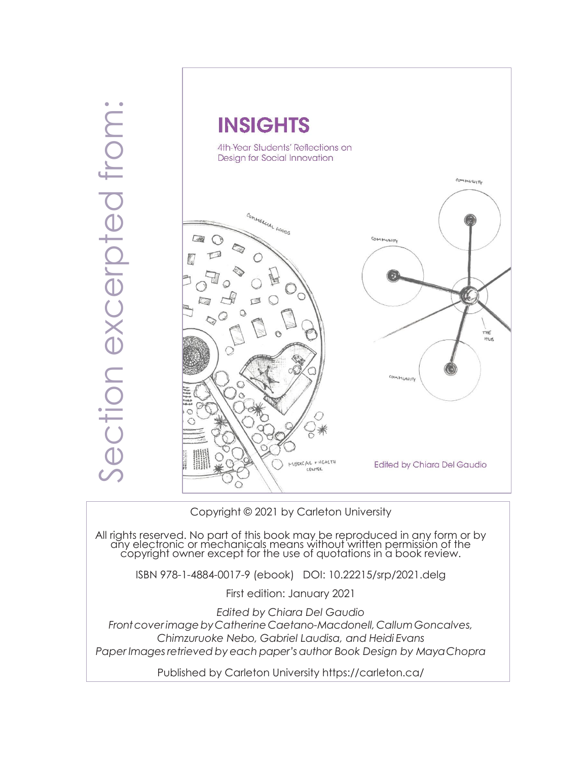Section excerpted from:

# INSIGHTS

4th-Year Students' Reflections on Design for Social Innovation

Edited by Chiara Del Gaudio

Copyright © 2021 by Carleton University

All rights reserved. No part of this book may be reproduced in any form or by any electronic or mechanicals means without written permission of the copyright owner except for the use of quotations in a book review.

ISBN 978-1-4884-0017-9 (ebook) DOI: 10.22215/srp/2021.delg

First edition: January 2021

*Edited by Chiara Del Gaudio*

*Front cover image by Catherine Caetano-Macdonell, Callum Goncalves, Chimzuruoke Nebo, Gabriel Laudisa, and Heidi Evans*

*Paper Images retrieved by each paper's author Book Design by Maya Chopra*

Published by Carleton University https://carleton.ca/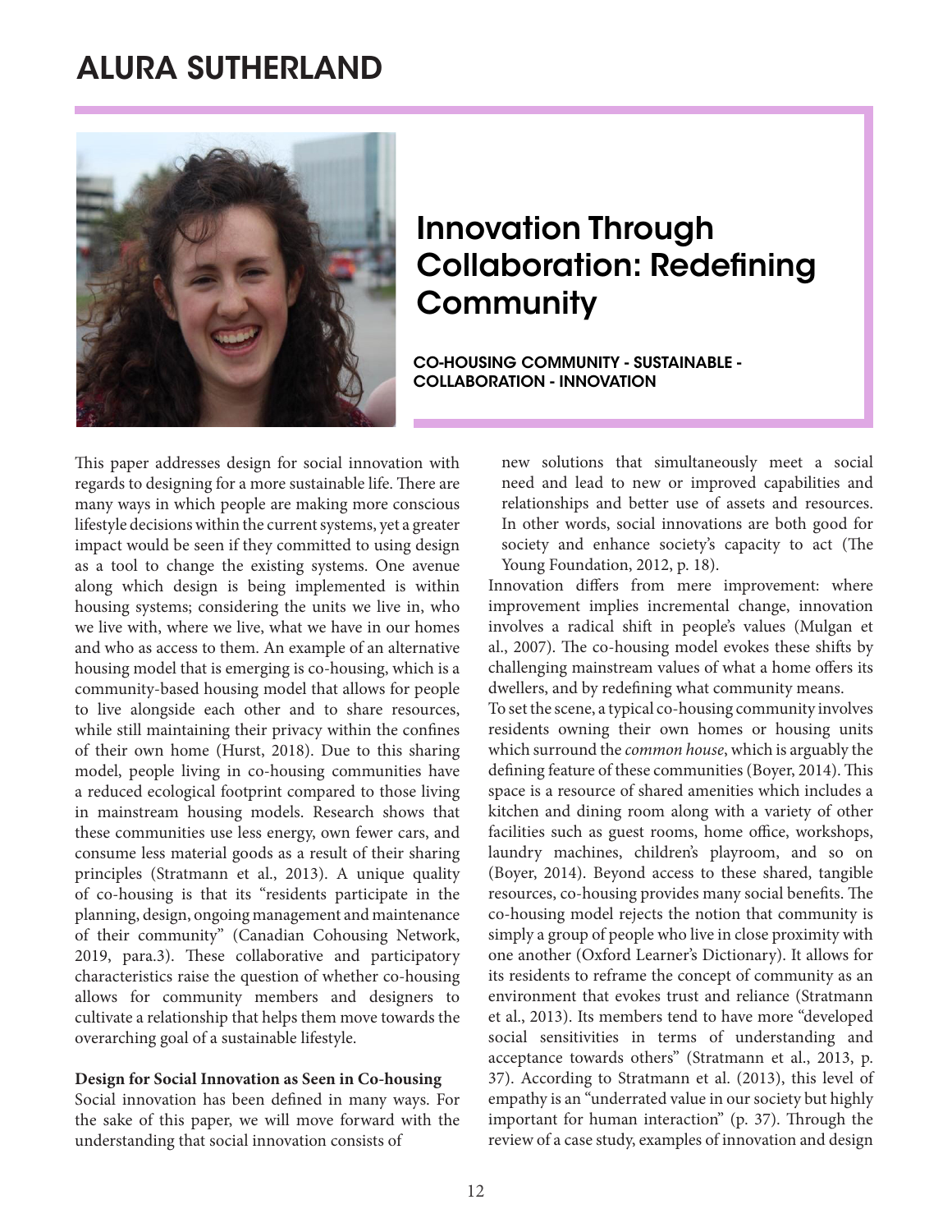# ALURA SUTHERLAND

## Innovation Through Collaboration: Redefining Community

CO-HOUSING COMMUNITY - SUSTAINABLE - COLLABORATION - INNOVATION

This paper addresses design for social innovation with regards to designing for a more sustainable life. There are many ways in which people are making more conscious lifestyle decisions within the current systems, yet a greater impact would be seen if they committed to using design as a tool to change the existing systems. One avenue along which design is being implemented is within housing systems; considering the units we live in, who we live with, where we live, what we have in our homes and who as access to them. An example of an alternative housing model that is emerging is co-housing, which is a community-based housing model that allows for people to live alongside each other and to share resources, while still maintaining their privacy within the confines of their own home (Hurst, 2018). Due to this sharing model, people living in co-housing communities have a reduced ecological footprint compared to those living in mainstream housing models. Research shows that these communities use less energy, own fewer cars, and consume less material goods as a result of their sharing principles (Stratmann et al., 2013). A unique quality of co-housing is that its "residents participate in the planning, design, ongoing management and maintenance of their community" (Canadian Cohousing Network, 2019, para.3). These collaborative and participatory characteristics raise the question of whether co-housing allows for community members and designers to cultivate a relationship that helps them move towards the overarching goal of a sustainable lifestyle.

**Design for Social Innovation as Seen in Co-housing**

Social innovation has been defined in many ways. For the sake of this paper, we will move forward with the understanding that social innovation consists of

> new solutions that simultaneously meet a social need and lead to new or improved capabilities and relationships and better use of assets and resources. In other words, social innovations are both good for society and enhance society's capacity to act (The Young Foundation, 2012, p. 18).

Innovation differs from mere improvement: where improvement implies incremental change, innovation involves a radical shift in people's values (Mulgan et al., 2007). The co-housing model evokes these shifts by challenging mainstream values of what a home offers its dwellers, and by redefining what community means.

To set the scene, a typical co-housing community involves residents owning their own homes or housing units which surround the *common house*, which is arguably the defining feature of these communities (Boyer, 2014). This space is a resource of shared amenities which includes a kitchen and dining room along with a variety of other facilities such as guest rooms, home office, workshops, laundry machines, children's playroom, and so on (Boyer, 2014). Beyond access to these shared, tangible resources, co-housing provides many social benefits. The co-housing model rejects the notion that community is simply a group of people who live in close proximity with one another (Oxford Learner's Dictionary). It allows for its residents to reframe the concept of community as an environment that evokes trust and reliance (Stratmann et al., 2013). Its members tend to have more "developed social sensitivities in terms of understanding and acceptance towards others" (Stratmann et al., 2013, p. 37). According to Stratmann et al. (2013), this level of empathy is an "underrated value in our society but highly important for human interaction" (p. 37). Through the review of a case study, examples of innovation and design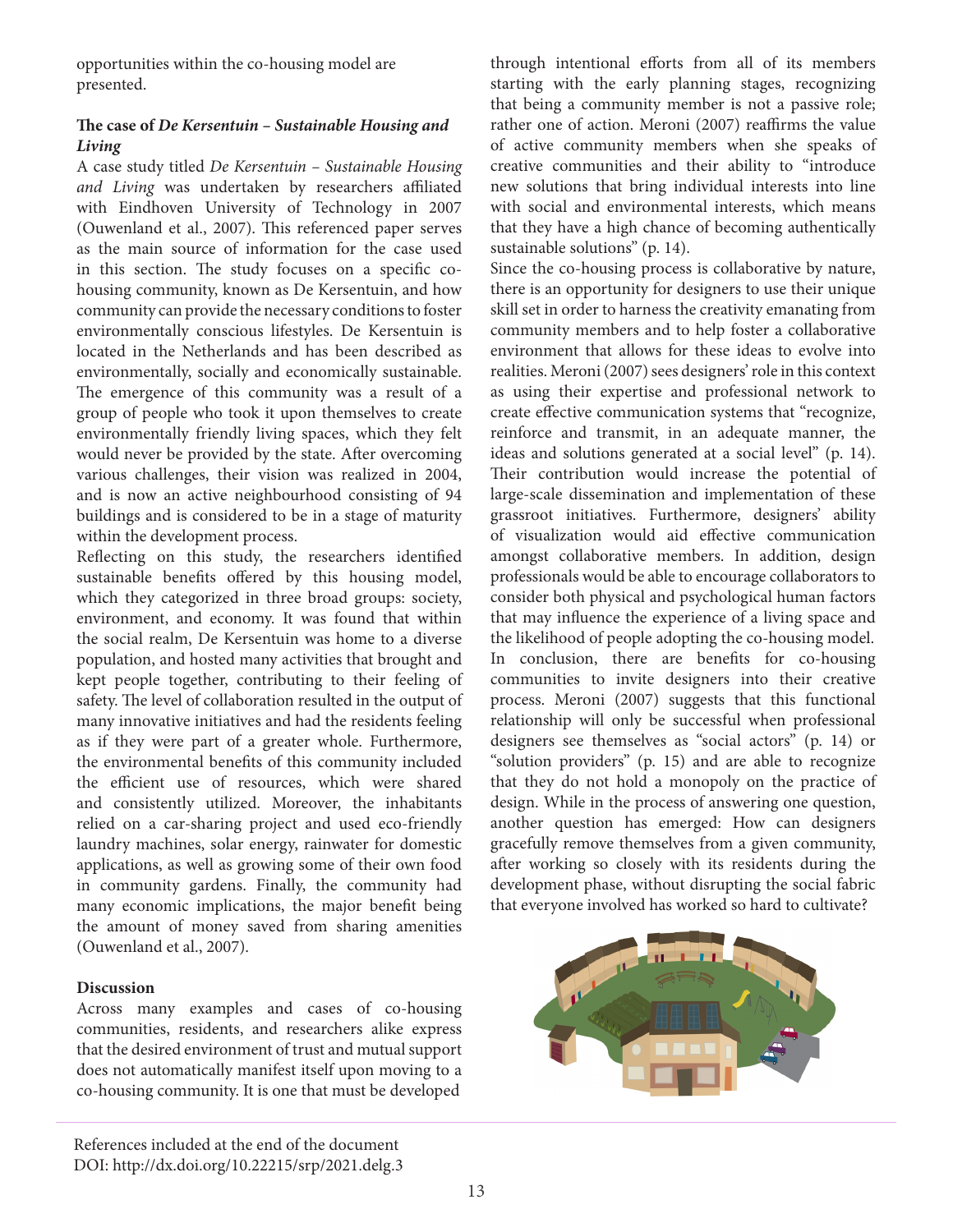opportunities within the co-housing model are presented.

### The case of *De Kersentuin – Sustainable Housing and Living*

A case study titled *De Kersentuin – Sustainable Housing and Living* was undertaken by researchers affiliated with Eindhoven University of Technology in 2007 (Ouwenland et al., 2007). This referenced paper serves as the main source of information for the case used in this section. The study focuses on a specific co-housing community, known as De Kersentuin, and how community can provide the necessary conditions to foster environmentally conscious lifestyles. De Kersentuin is located in the Netherlands and has been described as environmentally, socially and economically sustainable. The emergence of this community was a result of a group of people who took it upon themselves to create environmentally friendly living spaces, which they felt would never be provided by the state. After overcoming various challenges, their vision was realized in 2004, and is now an active neighbourhood consisting of 94 buildings and is considered to be in a stage of maturity within the development process.

Reflecting on this study, the researchers identified sustainable benefits offered by this housing model, which they categorized in three broad groups: society, environment, and economy. It was found that within the social realm, De Kersentuin was home to a diverse population, and hosted many activities that brought and kept people together, contributing to their feeling of safety. The level of collaboration resulted in the output of many innovative initiatives and had the residents feeling as if they were part of a greater whole. Furthermore, the environmental benefits of this community included the efficient use of resources, which were shared and consistently utilized. Moreover, the inhabitants relied on a car-sharing project and used eco-friendly laundry machines, solar energy, rainwater for domestic applications, as well as growing some of their own food in community gardens. Finally, the community had many economic implications, the major benefit being the amount of money saved from sharing amenities (Ouwenland et al., 2007).

### Discussion

Across many examples and cases of co-housing communities, residents, and researchers alike express that the desired environment of trust and mutual support does not automatically manifest itself upon moving to a co-housing community. It is one that must be developed through intentional efforts from all of its members starting with the early planning stages, recognizing that being a community member is not a passive role; rather one of action. Meroni (2007) reaffirms the value of active community members when she speaks of creative communities and their ability to "introduce new solutions that bring individual interests into line with social and environmental interests, which means that they have a high chance of becoming authentically sustainable solutions" (p. 14).

Since the co-housing process is collaborative by nature, there is an opportunity for designers to use their unique skill set in order to harness the creativity emanating from community members and to help foster a collaborative environment that allows for these ideas to evolve into realities. Meroni (2007) sees designers' role in this context as using their expertise and professional network to create effective communication systems that "recognize, reinforce and transmit, in an adequate manner, the ideas and solutions generated at a social level" (p. 14). Their contribution would increase the potential of large-scale dissemination and implementation of these grassroot initiatives. Furthermore, designers' ability of visualization would aid effective communication amongst collaborative members. In addition, design professionals would be able to encourage collaborators to consider both physical and psychological human factors that may influence the experience of a living space and the likelihood of people adopting the co-housing model.

In conclusion, there are benefits for co-housing communities to invite designers into their creative process. Meroni (2007) suggests that this functional relationship will only be successful when professional designers see themselves as "social actors" (p. 14) or "solution providers" (p. 15) and are able to recognize that they do not hold a monopoly on the practice of design. While in the process of answering one question, another question has emerged: How can designers gracefully remove themselves from a given community, after working so closely with its residents during the development phase, without disrupting the social fabric that everyone involved has worked so hard to cultivate?

References included at the end of the document
DOI: http://dx.doi.org/10.22215/srp/2021.delg.3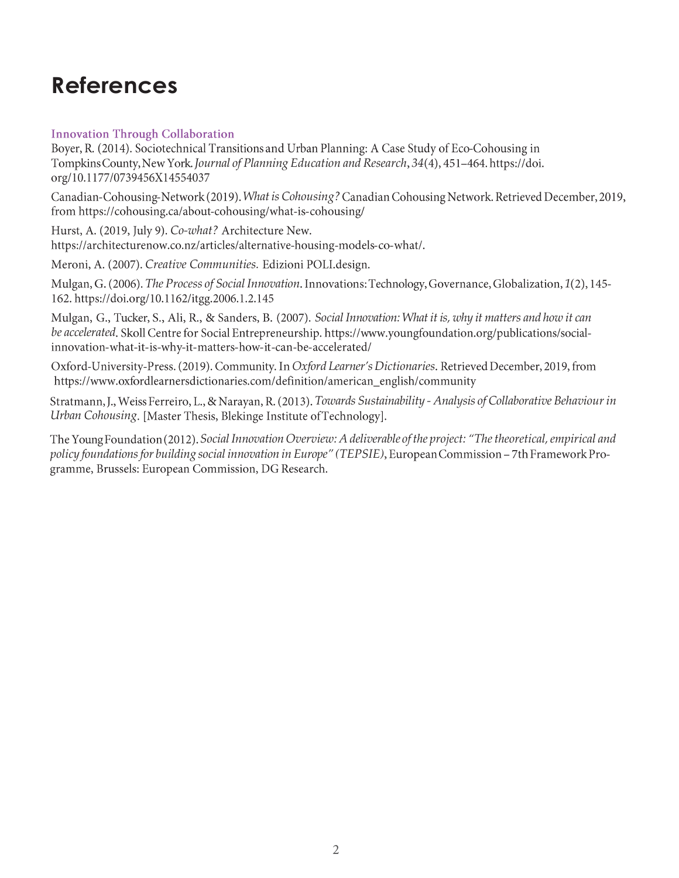# References

### Innovation Through Collaboration

Boyer, R. (2014). Sociotechnical Transitions and Urban Planning: A Case Study of Eco-Cohousing in Tompkins County, New York. *Journal of Planning Education and Research*, *34*(4), 451–464. https://doi.org/10.1177/0739456X14554037

Canadian-Cohousing-Network (2019). *What is Cohousing?* Canadian Cohousing Network. Retrieved December, 2019, from https://cohousing.ca/about-cohousing/what-is-cohousing/

Hurst, A. (2019, July 9). *Co-what?* Architecture New. https://architecturenow.co.nz/articles/alternative-housing-models-co-what/.

Meroni, A. (2007). *Creative Communities.* Edizioni POLI.design.

Mulgan, G. (2006). *The Process of Social Innovation*. Innovations: Technology, Governance, Globalization, *1*(2), 145-162. https://doi.org/10.1162/itgg.2006.1.2.145

Mulgan, G., Tucker, S., Ali, R., & Sanders, B. (2007). *Social Innovation: What it is, why it matters and how it can be accelerated*. Skoll Centre for Social Entrepreneurship. https://www.youngfoundation.org/publications/social-innovation-what-it-is-why-it-matters-how-it-can-be-accelerated/

Oxford-University-Press. (2019). Community. In *Oxford Learner's Dictionaries*. Retrieved December, 2019, from https://www.oxfordlearnersdictionaries.com/definition/american_english/community

Stratmann, J., Weiss Ferreiro, L., & Narayan, R. (2013). *Towards Sustainability - Analysis of Collaborative Behaviour in Urban Cohousing*. [Master Thesis, Blekinge Institute of Technology].

The Young Foundation (2012). *Social Innovation Overview: A deliverable of the project: "The theoretical, empirical and policy foundations for building social innovation in Europe" (TEPSIE)*, European Commission – 7th Framework Programme, Brussels: European Commission, DG Research.